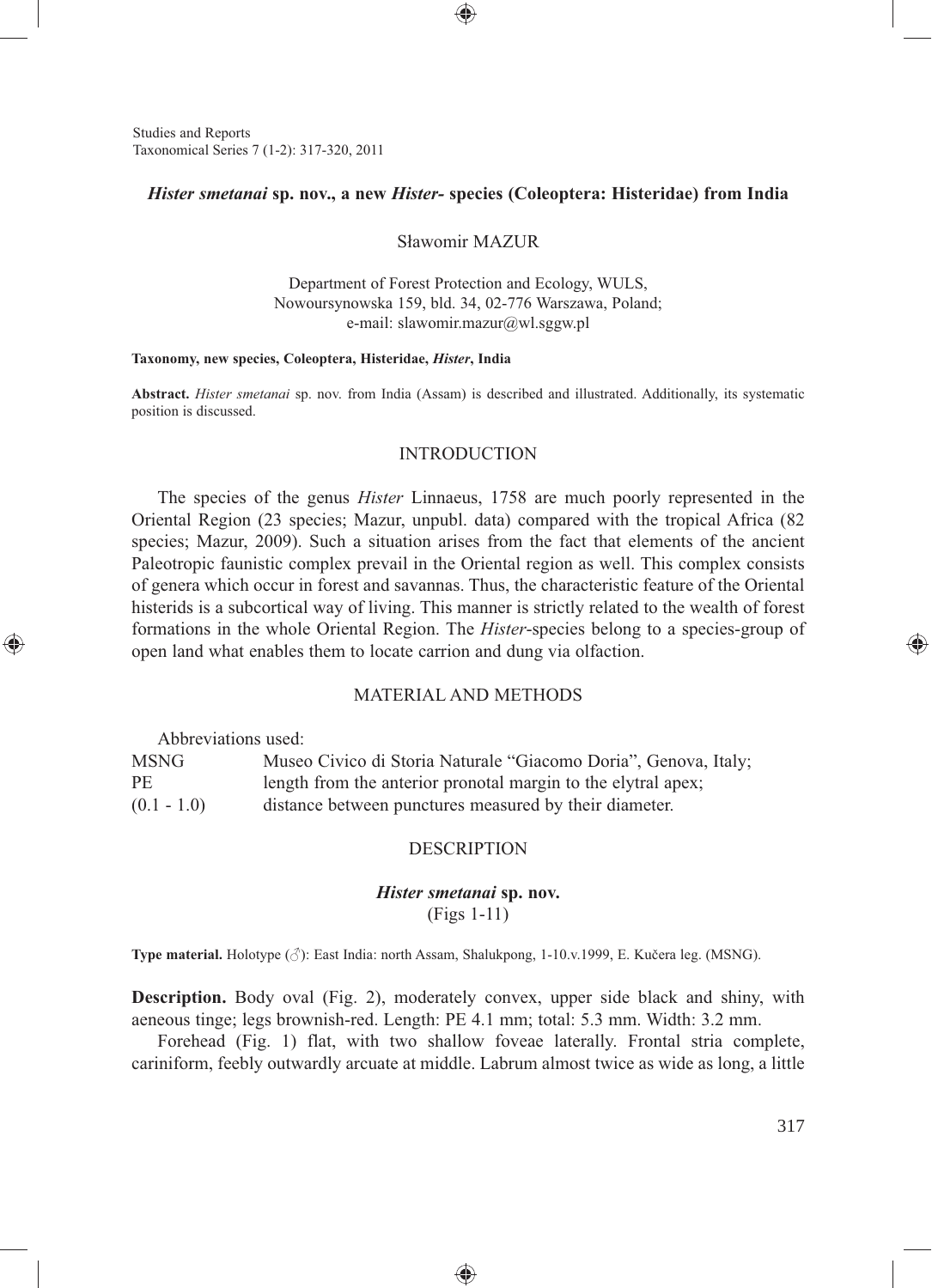**Hister smetanai sp. nov., a new Hister- species (Coleoptera: Histeridae) from India**

Sławomir MAZUR

Department of Forest Protection and Ecology, WULS,
Nowoursynowska 159, bld. 34, 02-776 Warszawa, Poland;
e-mail: slawomir.mazur@wl.sggw.pl

**Taxonomy, new species, Coleoptera, Histeridae, *Hister*, India**

**Abstract.** *Hister smetanai* sp. nov. from India (Assam) is described and illustrated. Additionally, its systematic position is discussed.

## INTRODUCTION

The species of the genus *Hister* Linnaeus, 1758 are much poorly represented in the Oriental Region (23 species; Mazur, unpubl. data) compared with the tropical Africa (82 species; Mazur, 2009). Such a situation arises from the fact that elements of the ancient Paleotropic faunistic complex prevail in the Oriental region as well. This complex consists of genera which occur in forest and savannas. Thus, the characteristic feature of the Oriental histerids is a subcortical way of living. This manner is strictly related to the wealth of forest formations in the whole Oriental Region. The *Hister*-species belong to a species-group of open land what enables them to locate carrion and dung via olfaction.

## MATERIAL AND METHODS

Abbreviations used:

| | |
|---|---|
| MSNG | Museo Civico di Storia Naturale "Giacomo Doria", Genova, Italy; |
| PE | length from the anterior pronotal margin to the elytral apex; |
| (0.1 - 1.0) | distance between punctures measured by their diameter. |

## DESCRIPTION

### *Hister smetanai* sp. nov.
(Figs 1-11)

**Type material.** Holotype (♂): East India: north Assam, Shalukpong, 1-10.v.1999, E. Kučera leg. (MSNG).

**Description.** Body oval (Fig. 2), moderately convex, upper side black and shiny, with aeneous tinge; legs brownish-red. Length: PE 4.1 mm; total: 5.3 mm. Width: 3.2 mm.

Forehead (Fig. 1) flat, with two shallow foveae laterally. Frontal stria complete, cariniform, feebly outwardly arcuate at middle. Labrum almost twice as wide as long, a little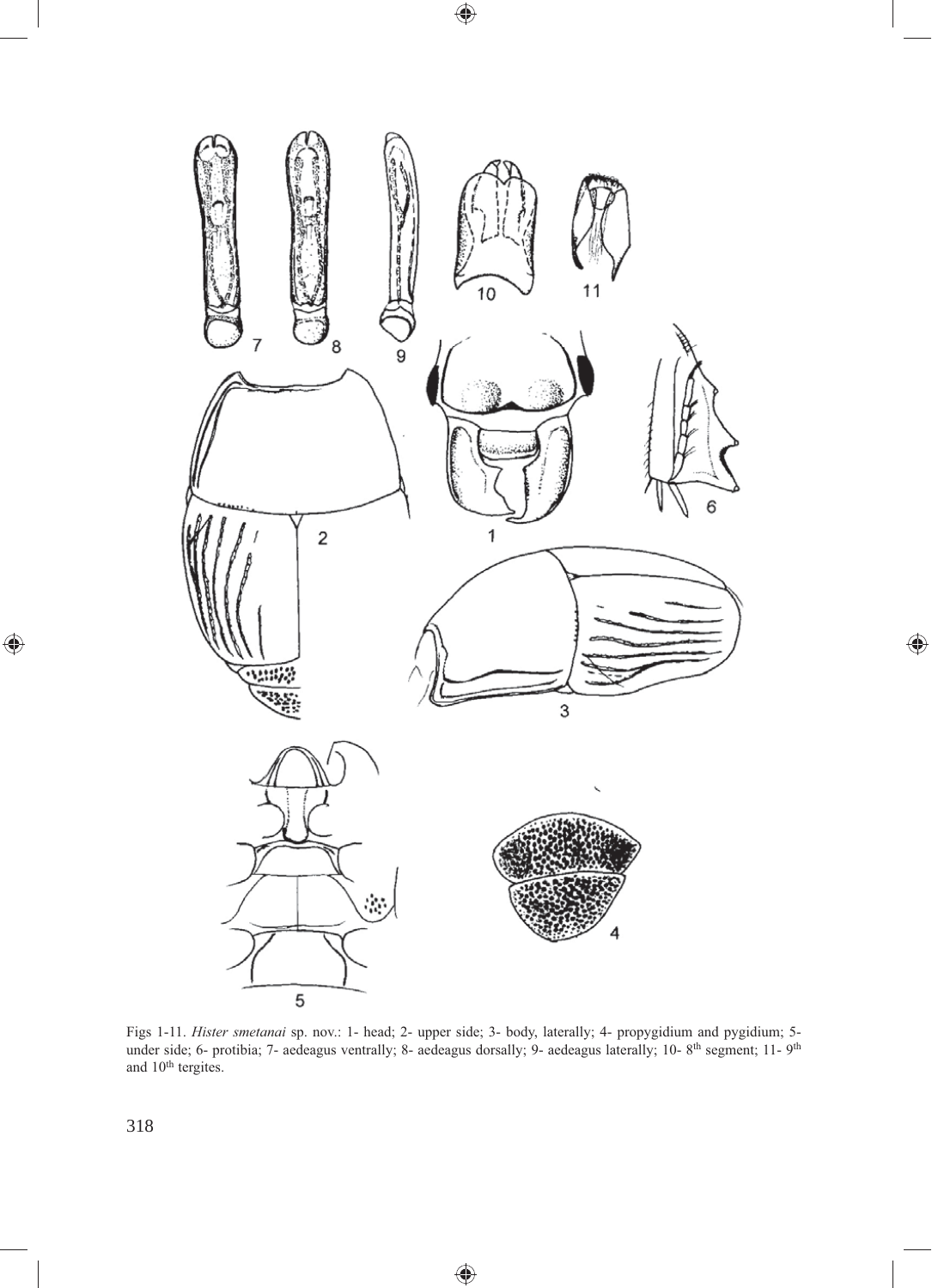Figs 1-11. *Hister smetanai* sp. nov.: 1- head; 2- upper side; 3- body, laterally; 4- propygidium and pygidium; 5- under side; 6- protibia; 7- aedeagus ventrally; 8- aedeagus dorsally; 9- aedeagus laterally; 10- 8$^{th}$ segment; 11- 9$^{th}$ and 10$^{th}$ tergites.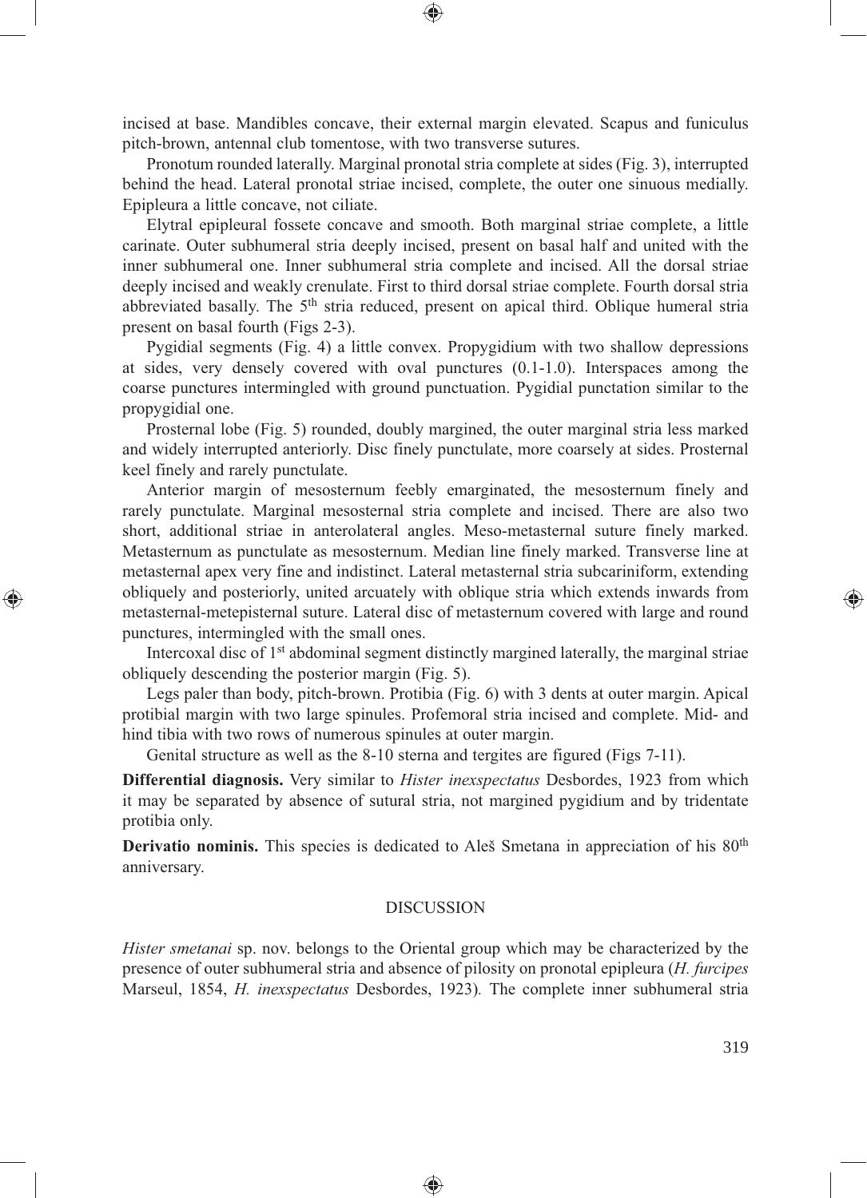incised at base. Mandibles concave, their external margin elevated. Scapus and funiculus pitch-brown, antennal club tomentose, with two transverse sutures.

Pronotum rounded laterally. Marginal pronotal stria complete at sides (Fig. 3), interrupted behind the head. Lateral pronotal striae incised, complete, the outer one sinuous medially. Epipleura a little concave, not ciliate.

Elytral epipleural fossete concave and smooth. Both marginal striae complete, a little carinate. Outer subhumeral stria deeply incised, present on basal half and united with the inner subhumeral one. Inner subhumeral stria complete and incised. All the dorsal striae deeply incised and weakly crenulate. First to third dorsal striae complete. Fourth dorsal stria abbreviated basally. The 5[th] stria reduced, present on apical third. Oblique humeral stria present on basal fourth (Figs 2-3).

Pygidial segments (Fig. 4) a little convex. Propygidium with two shallow depressions at sides, very densely covered with oval punctures (0.1-1.0). Interspaces among the coarse punctures intermingled with ground punctuation. Pygidial punctation similar to the propygidial one.

Prosternal lobe (Fig. 5) rounded, doubly margined, the outer marginal stria less marked and widely interrupted anteriorly. Disc finely punctulate, more coarsely at sides. Prosternal keel finely and rarely punctulate.

Anterior margin of mesosternum feebly emarginated, the mesosternum finely and rarely punctulate. Marginal mesosternal stria complete and incised. There are also two short, additional striae in anterolateral angles. Meso-metasternal suture finely marked. Metasternum as punctulate as mesosternum. Median line finely marked. Transverse line at metasternal apex very fine and indistinct. Lateral metasternal stria subcariniform, extending obliquely and posteriorly, united arcuately with oblique stria which extends inwards from metasternal-metepisternal suture. Lateral disc of metasternum covered with large and round punctures, intermingled with the small ones.

Intercoxal disc of 1[st] abdominal segment distinctly margined laterally, the marginal striae obliquely descending the posterior margin (Fig. 5).

Legs paler than body, pitch-brown. Protibia (Fig. 6) with 3 dents at outer margin. Apical protibial margin with two large spinules. Profemoral stria incised and complete. Mid- and hind tibia with two rows of numerous spinules at outer margin.

Genital structure as well as the 8-10 sterna and tergites are figured (Figs 7-11).

**Differential diagnosis.** Very similar to *Hister inexspectatus* Desbordes, 1923 from which it may be separated by absence of sutural stria, not margined pygidium and by tridentate protibia only.

**Derivatio nominis.** This species is dedicated to Aleš Smetana in appreciation of his 80[th] anniversary.

## DISCUSSION

*Hister smetanai* sp. nov. belongs to the Oriental group which may be characterized by the presence of outer subhumeral stria and absence of pilosity on pronotal epipleura (*H. furcipes* Marseul, 1854, *H. inexspectatus* Desbordes, 1923). The complete inner subhumeral stria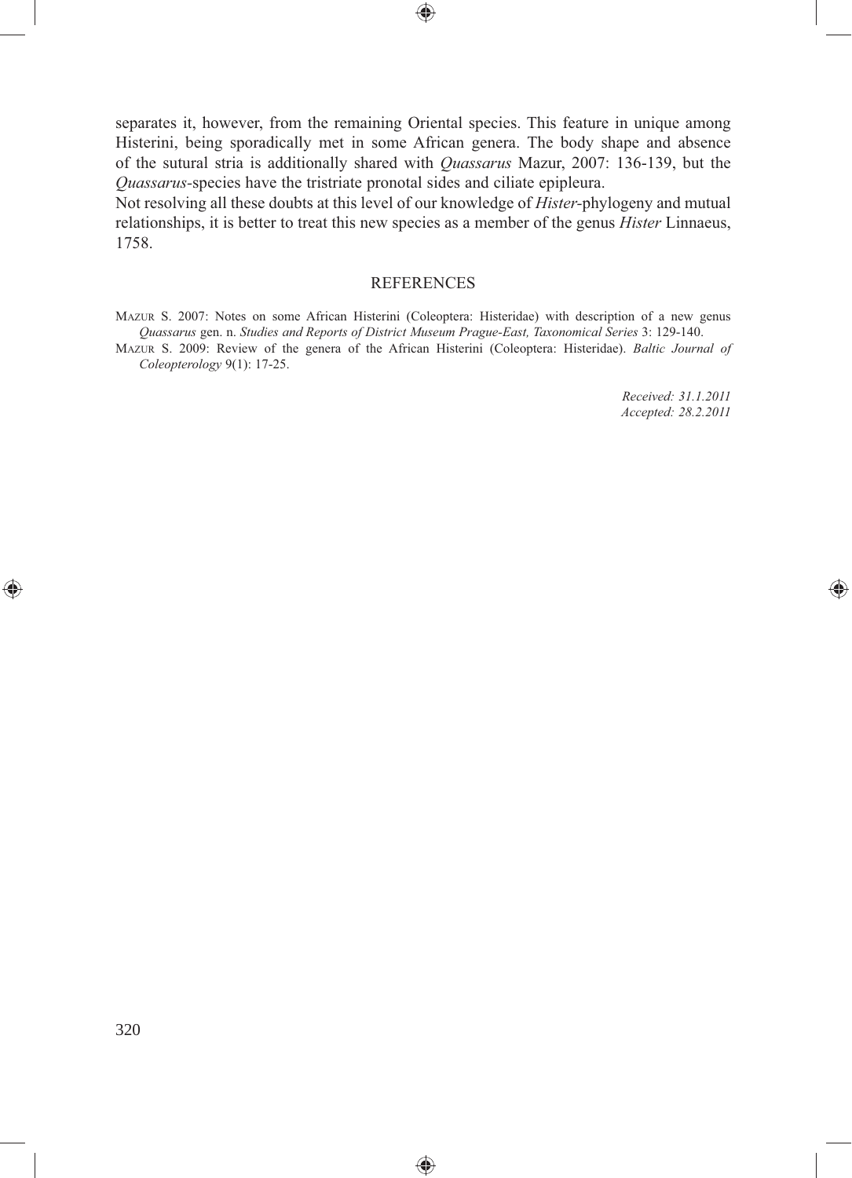separates it, however, from the remaining Oriental species. This feature in unique among Histerini, being sporadically met in some African genera. The body shape and absence of the sutural stria is additionally shared with *Quassarus* Mazur, 2007: 136-139, but the *Quassarus*-species have the tristriate pronotal sides and ciliate epipleura.

Not resolving all these doubts at this level of our knowledge of *Hister*-phylogeny and mutual relationships, it is better to treat this new species as a member of the genus *Hister* Linnaeus, 1758.

## REFERENCES

Mazur S. 2007: Notes on some African Histerini (Coleoptera: Histeridae) with description of a new genus *Quassarus* gen. n. *Studies and Reports of District Museum Prague-East, Taxonomical Series* 3: 129-140.

Mazur S. 2009: Review of the genera of the African Histerini (Coleoptera: Histeridae). *Baltic Journal of Coleopterology* 9(1): 17-25.

*Received: 31.1.2011*
*Accepted: 28.2.2011*